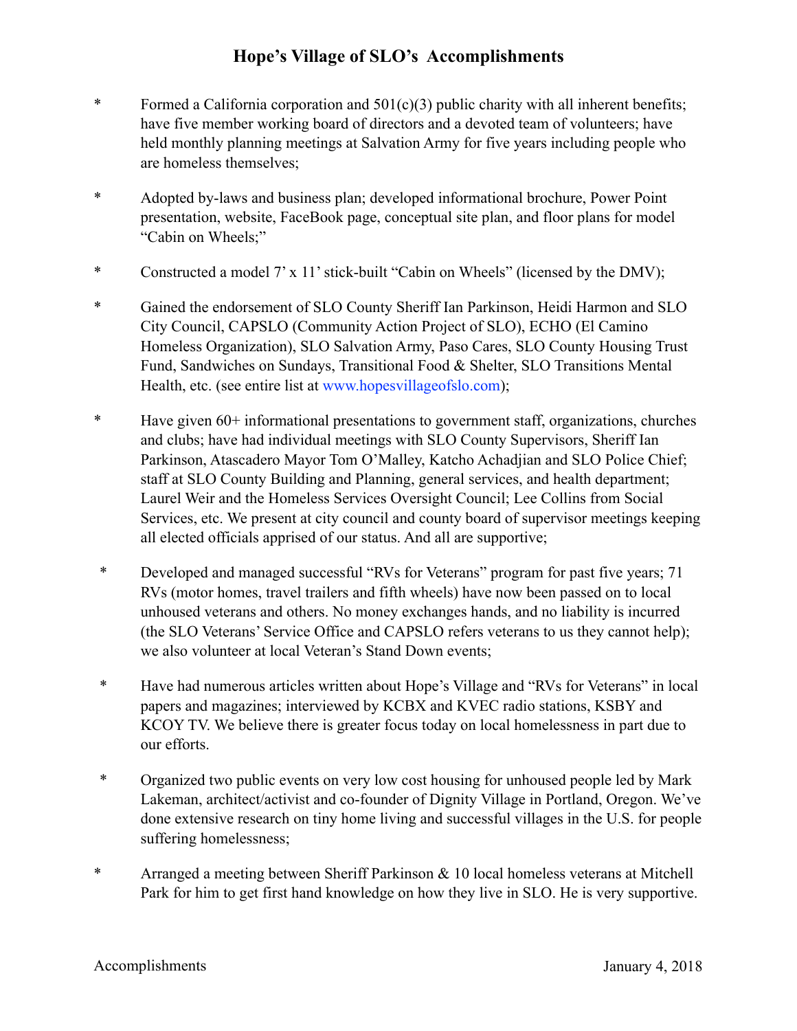# Hope's Village of SLO's Accomplishments

* Formed a California corporation and 501(c)(3) public charity with all inherent benefits; have five member working board of directors and a devoted team of volunteers; have held monthly planning meetings at Salvation Army for five years including people who are homeless themselves;

* Adopted by-laws and business plan; developed informational brochure, Power Point presentation, website, FaceBook page, conceptual site plan, and floor plans for model "Cabin on Wheels;"

* Constructed a model 7' x 11' stick-built "Cabin on Wheels" (licensed by the DMV);

* Gained the endorsement of SLO County Sheriff Ian Parkinson, Heidi Harmon and SLO City Council, CAPSLO (Community Action Project of SLO), ECHO (El Camino Homeless Organization), SLO Salvation Army, Paso Cares, SLO County Housing Trust Fund, Sandwiches on Sundays, Transitional Food & Shelter, SLO Transitions Mental Health, etc. (see entire list at www.hopesvillageofslo.com);

* Have given 60+ informational presentations to government staff, organizations, churches and clubs; have had individual meetings with SLO County Supervisors, Sheriff Ian Parkinson, Atascadero Mayor Tom O'Malley, Katcho Achadjian and SLO Police Chief; staff at SLO County Building and Planning, general services, and health department; Laurel Weir and the Homeless Services Oversight Council; Lee Collins from Social Services, etc. We present at city council and county board of supervisor meetings keeping all elected officials apprised of our status. And all are supportive;

* Developed and managed successful "RVs for Veterans" program for past five years; 71 RVs (motor homes, travel trailers and fifth wheels) have now been passed on to local unhoused veterans and others. No money exchanges hands, and no liability is incurred (the SLO Veterans' Service Office and CAPSLO refers veterans to us they cannot help); we also volunteer at local Veteran's Stand Down events;

* Have had numerous articles written about Hope's Village and "RVs for Veterans" in local papers and magazines; interviewed by KCBX and KVEC radio stations, KSBY and KCOY TV. We believe there is greater focus today on local homelessness in part due to our efforts.

* Organized two public events on very low cost housing for unhoused people led by Mark Lakeman, architect/activist and co-founder of Dignity Village in Portland, Oregon. We've done extensive research on tiny home living and successful villages in the U.S. for people suffering homelessness;

* Arranged a meeting between Sheriff Parkinson & 10 local homeless veterans at Mitchell Park for him to get first hand knowledge on how they live in SLO. He is very supportive.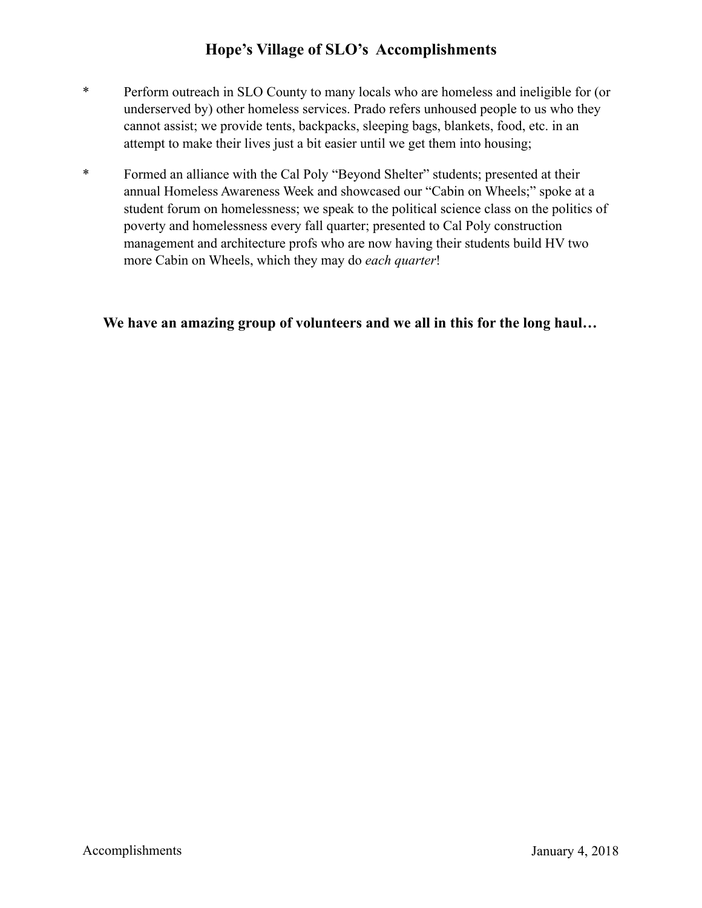## Hope's Village of SLO's Accomplishments

* Perform outreach in SLO County to many locals who are homeless and ineligible for (or underserved by) other homeless services. Prado refers unhoused people to us who they cannot assist; we provide tents, backpacks, sleeping bags, blankets, food, etc. in an attempt to make their lives just a bit easier until we get them into housing;

* Formed an alliance with the Cal Poly "Beyond Shelter" students; presented at their annual Homeless Awareness Week and showcased our "Cabin on Wheels;" spoke at a student forum on homelessness; we speak to the political science class on the politics of poverty and homelessness every fall quarter; presented to Cal Poly construction management and architecture profs who are now having their students build HV two more Cabin on Wheels, which they may do *each quarter*!

**We have an amazing group of volunteers and we all in this for the long haul…**

Accomplishments January 4, 2018